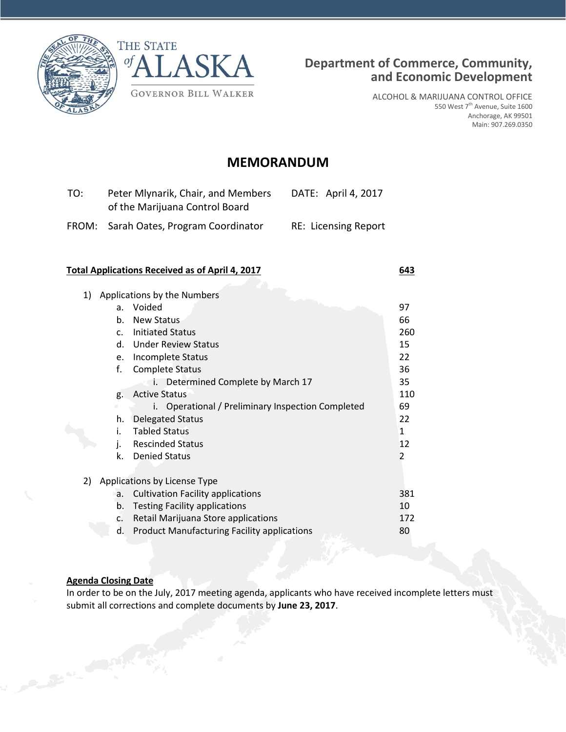THE STATE of ALASKA

GOVERNOR BILL WALKER

**Department of Commerce, Community, and Economic Development**

ALCOHOL & MARIJUANA CONTROL OFFICE
550 West 7th Avenue, Suite 1600
Anchorage, AK 99501
Main: 907.269.0350

# MEMORANDUM

| | | | |
|---|---|---|---|
| TO: | Peter Mlynarik, Chair, and Members of the Marijuana Control Board | DATE: | April 4, 2017 |
| FROM: | Sarah Oates, Program Coordinator | RE: | Licensing Report |

| **Total Applications Received as of April 4, 2017** | **643** |
|---|---|
| 1) Applications by the Numbers | |
| a. Voided | 97 |
| b. New Status | 66 |
| c. Initiated Status | 260 |
| d. Under Review Status | 15 |
| e. Incomplete Status | 22 |
| f. Complete Status | 36 |
| i. Determined Complete by March 17 | 35 |
| g. Active Status | 110 |
| i. Operational / Preliminary Inspection Completed | 69 |
| h. Delegated Status | 22 |
| i. Tabled Status | 1 |
| j. Rescinded Status | 12 |
| k. Denied Status | 2 |
| 2) Applications by License Type | |
| a. Cultivation Facility applications | 381 |
| b. Testing Facility applications | 10 |
| c. Retail Marijuana Store applications | 172 |
| d. Product Manufacturing Facility applications | 80 |

**Agenda Closing Date**

In order to be on the July, 2017 meeting agenda, applicants who have received incomplete letters must submit all corrections and complete documents by **June 23, 2017**.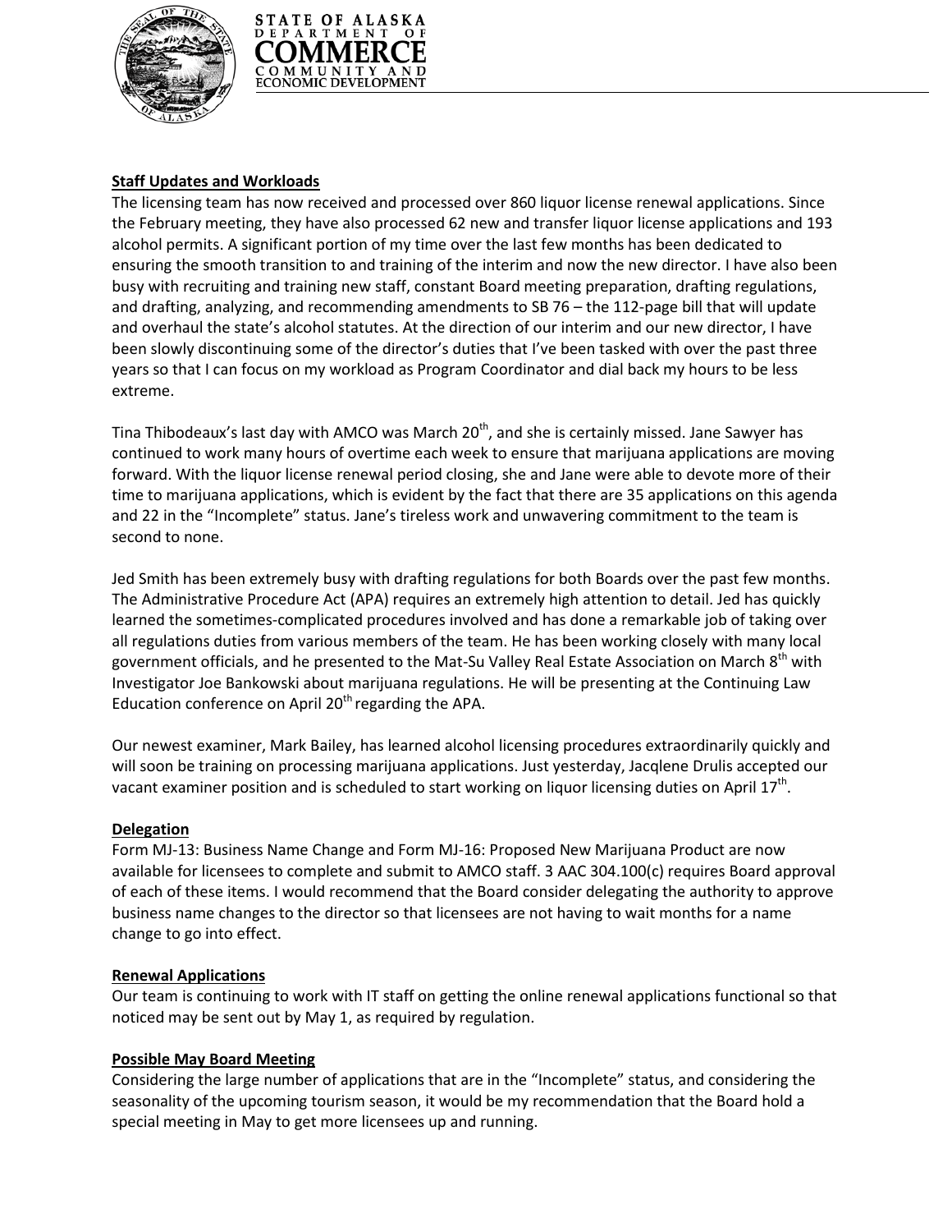STATE OF ALASKA
DEPARTMENT OF
COMMERCE
COMMUNITY AND
ECONOMIC DEVELOPMENT

**Staff Updates and Workloads**

The licensing team has now received and processed over 860 liquor license renewal applications. Since the February meeting, they have also processed 62 new and transfer liquor license applications and 193 alcohol permits. A significant portion of my time over the last few months has been dedicated to ensuring the smooth transition to and training of the interim and now the new director. I have also been busy with recruiting and training new staff, constant Board meeting preparation, drafting regulations, and drafting, analyzing, and recommending amendments to SB 76 – the 112-page bill that will update and overhaul the state's alcohol statutes. At the direction of our interim and our new director, I have been slowly discontinuing some of the director's duties that I've been tasked with over the past three years so that I can focus on my workload as Program Coordinator and dial back my hours to be less extreme.

Tina Thibodeaux's last day with AMCO was March 20th, and she is certainly missed. Jane Sawyer has continued to work many hours of overtime each week to ensure that marijuana applications are moving forward. With the liquor license renewal period closing, she and Jane were able to devote more of their time to marijuana applications, which is evident by the fact that there are 35 applications on this agenda and 22 in the "Incomplete" status. Jane's tireless work and unwavering commitment to the team is second to none.

Jed Smith has been extremely busy with drafting regulations for both Boards over the past few months. The Administrative Procedure Act (APA) requires an extremely high attention to detail. Jed has quickly learned the sometimes-complicated procedures involved and has done a remarkable job of taking over all regulations duties from various members of the team. He has been working closely with many local government officials, and he presented to the Mat-Su Valley Real Estate Association on March 8th with Investigator Joe Bankowski about marijuana regulations. He will be presenting at the Continuing Law Education conference on April 20th regarding the APA.

Our newest examiner, Mark Bailey, has learned alcohol licensing procedures extraordinarily quickly and will soon be training on processing marijuana applications. Just yesterday, Jacqlene Drulis accepted our vacant examiner position and is scheduled to start working on liquor licensing duties on April 17th.

**Delegation**

Form MJ-13: Business Name Change and Form MJ-16: Proposed New Marijuana Product are now available for licensees to complete and submit to AMCO staff. 3 AAC 304.100(c) requires Board approval of each of these items. I would recommend that the Board consider delegating the authority to approve business name changes to the director so that licensees are not having to wait months for a name change to go into effect.

**Renewal Applications**

Our team is continuing to work with IT staff on getting the online renewal applications functional so that noticed may be sent out by May 1, as required by regulation.

**Possible May Board Meeting**

Considering the large number of applications that are in the "Incomplete" status, and considering the seasonality of the upcoming tourism season, it would be my recommendation that the Board hold a special meeting in May to get more licensees up and running.